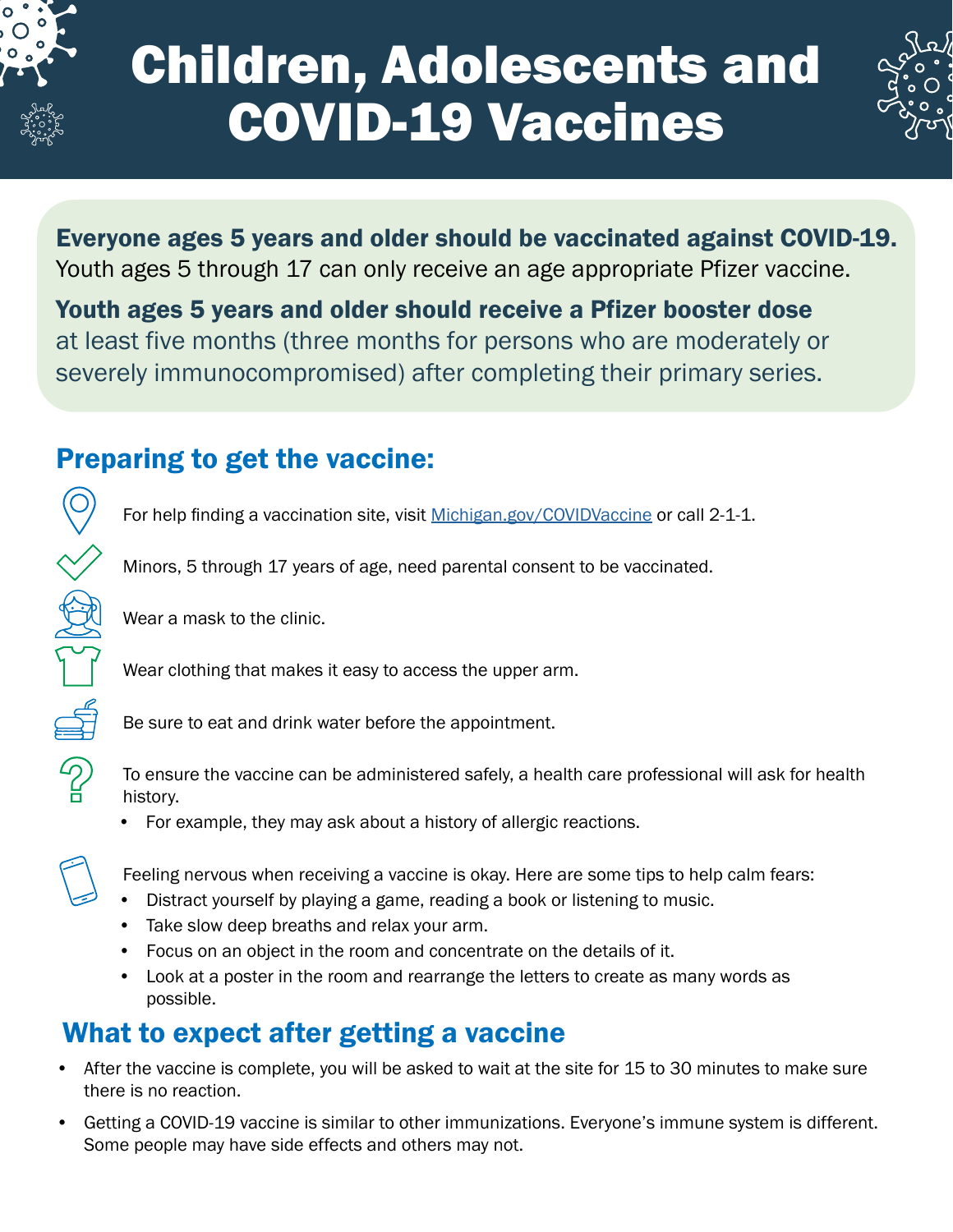# Children, Adolescents and COVID-19 Vaccines

**Everyone ages 5 years and older should be vaccinated against COVID-19.** Youth ages 5 through 17 can only receive an age appropriate Pfizer vaccine.

**Youth ages 5 years and older should receive a Pfizer booster dose** at least five months (three months for persons who are moderately or severely immunocompromised) after completing their primary series.

## Preparing to get the vaccine:

For help finding a vaccination site, visit [Michigan.gov/COVIDVaccine](Michigan.gov/COVIDVaccine) or call 2-1-1.

Minors, 5 through 17 years of age, need parental consent to be vaccinated.

Wear a mask to the clinic.

Wear clothing that makes it easy to access the upper arm.

Be sure to eat and drink water before the appointment.

To ensure the vaccine can be administered safely, a health care professional will ask for health history.

- For example, they may ask about a history of allergic reactions.

Feeling nervous when receiving a vaccine is okay. Here are some tips to help calm fears:

- Distract yourself by playing a game, reading a book or listening to music.
- Take slow deep breaths and relax your arm.
- Focus on an object in the room and concentrate on the details of it.
- Look at a poster in the room and rearrange the letters to create as many words as possible.

## What to expect after getting a vaccine

- After the vaccine is complete, you will be asked to wait at the site for 15 to 30 minutes to make sure there is no reaction.
- Getting a COVID-19 vaccine is similar to other immunizations. Everyone's immune system is different. Some people may have side effects and others may not.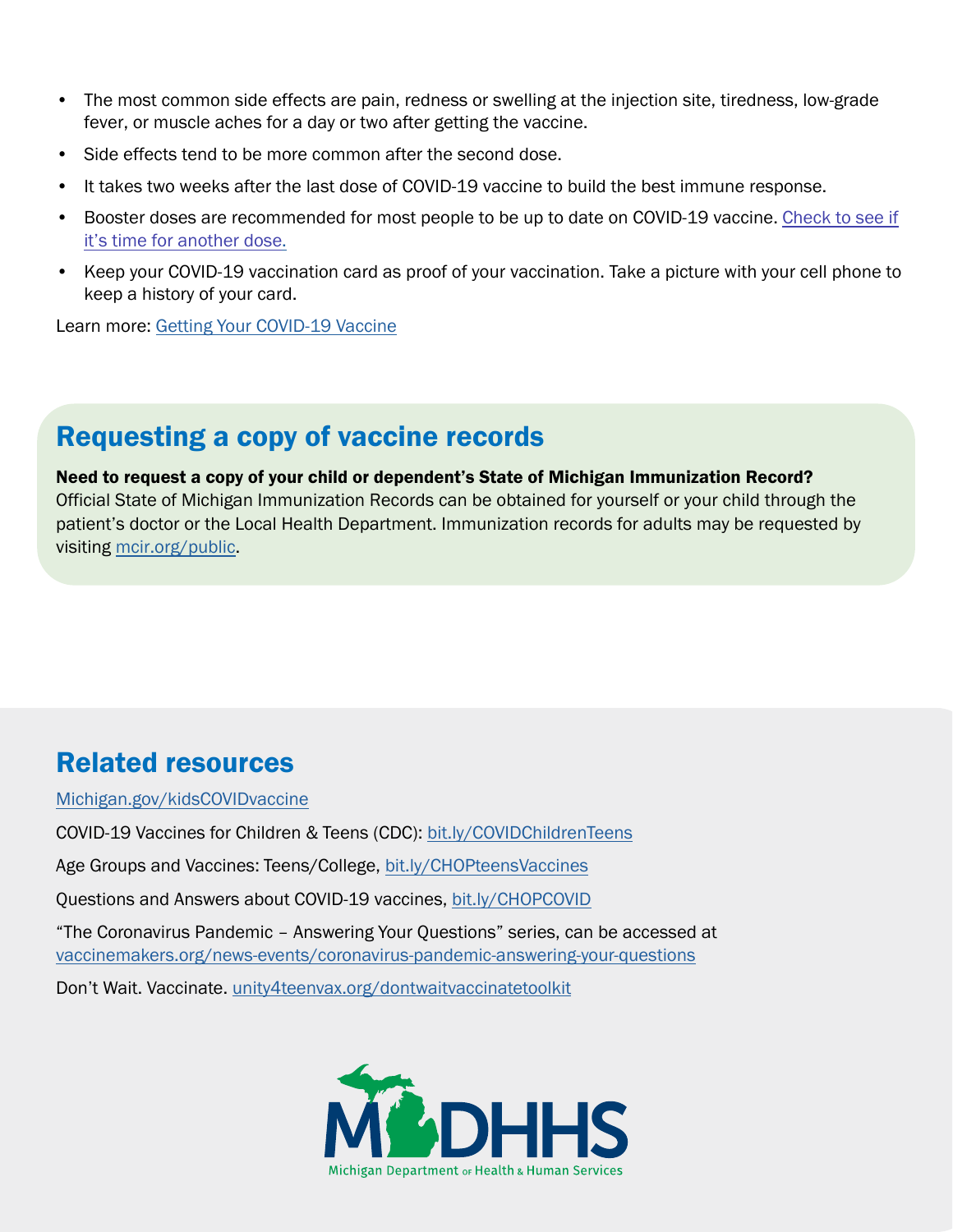- The most common side effects are pain, redness or swelling at the injection site, tiredness, low-grade fever, or muscle aches for a day or two after getting the vaccine.
- Side effects tend to be more common after the second dose.
- It takes two weeks after the last dose of COVID-19 vaccine to build the best immune response.
- Booster doses are recommended for most people to be up to date on COVID-19 vaccine. Check to see if it's time for another dose.
- Keep your COVID-19 vaccination card as proof of your vaccination. Take a picture with your cell phone to keep a history of your card.

Learn more: Getting Your COVID-19 Vaccine

## Requesting a copy of vaccine records

**Need to request a copy of your child or dependent's State of Michigan Immunization Record?**
Official State of Michigan Immunization Records can be obtained for yourself or your child through the patient's doctor or the Local Health Department. Immunization records for adults may be requested by visiting mcir.org/public.

## Related resources

Michigan.gov/kidsCOVIDvaccine

COVID-19 Vaccines for Children & Teens (CDC): bit.ly/COVIDChildrenTeens

Age Groups and Vaccines: Teens/College, bit.ly/CHOPteensVaccines

Questions and Answers about COVID-19 vaccines, bit.ly/CHOPCOVID

"The Coronavirus Pandemic – Answering Your Questions" series, can be accessed at vaccinemakers.org/news-events/coronavirus-pandemic-answering-your-questions

Don't Wait. Vaccinate. unity4teenvax.org/dontwaitvaccinatetoolkit

MDHHS
Michigan Department of Health & Human Services